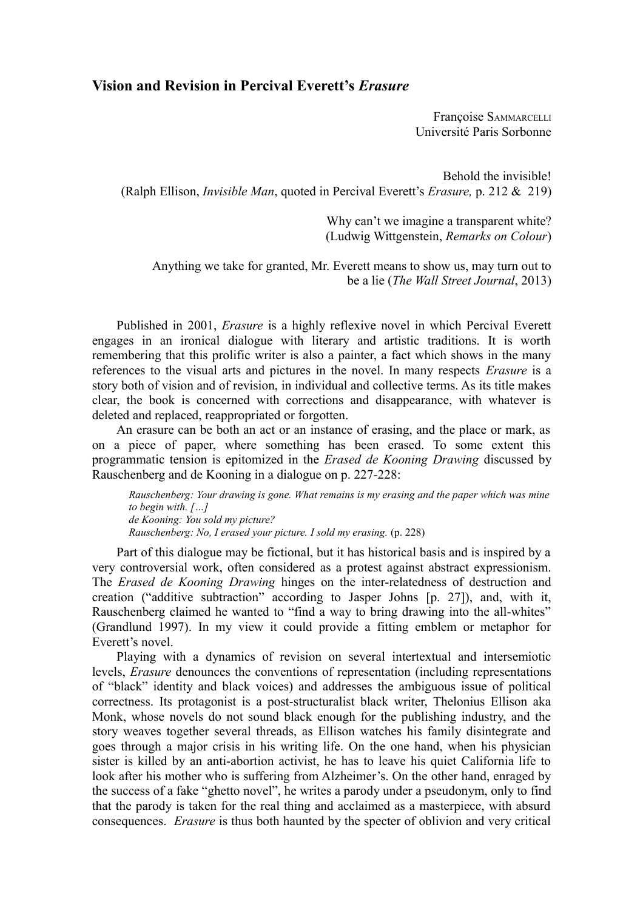# Vision and Revision in Percival Everett's *Erasure*

Françoise Sammarcelli
Université Paris Sorbonne

Behold the invisible!
(Ralph Ellison, *Invisible Man*, quoted in Percival Everett's *Erasure,* p. 212 & 219)

Why can't we imagine a transparent white?
(Ludwig Wittgenstein, *Remarks on Colour*)

Anything we take for granted, Mr. Everett means to show us, may turn out to be a lie (*The Wall Street Journal*, 2013)

Published in 2001, *Erasure* is a highly reflexive novel in which Percival Everett engages in an ironical dialogue with literary and artistic traditions. It is worth remembering that this prolific writer is also a painter, a fact which shows in the many references to the visual arts and pictures in the novel. In many respects *Erasure* is a story both of vision and of revision, in individual and collective terms. As its title makes clear, the book is concerned with corrections and disappearance, with whatever is deleted and replaced, reappropriated or forgotten.

An erasure can be both an act or an instance of erasing, and the place or mark, as on a piece of paper, where something has been erased. To some extent this programmatic tension is epitomized in the *Erased de Kooning Drawing* discussed by Rauschenberg and de Kooning in a dialogue on p. 227-228:

> *Rauschenberg: Your drawing is gone. What remains is my erasing and the paper which was mine to begin with. […]*
> *de Kooning: You sold my picture?*
> *Rauschenberg: No, I erased your picture. I sold my erasing.* (p. 228)

Part of this dialogue may be fictional, but it has historical basis and is inspired by a very controversial work, often considered as a protest against abstract expressionism. The *Erased de Kooning Drawing* hinges on the inter-relatedness of destruction and creation ("additive subtraction" according to Jasper Johns [p. 27]), and, with it, Rauschenberg claimed he wanted to "find a way to bring drawing into the all-whites" (Grandlund 1997). In my view it could provide a fitting emblem or metaphor for Everett's novel.

Playing with a dynamics of revision on several intertextual and intersemiotic levels, *Erasure* denounces the conventions of representation (including representations of "black" identity and black voices) and addresses the ambiguous issue of political correctness. Its protagonist is a post-structuralist black writer, Thelonius Ellison aka Monk, whose novels do not sound black enough for the publishing industry, and the story weaves together several threads, as Ellison watches his family disintegrate and goes through a major crisis in his writing life. On the one hand, when his physician sister is killed by an anti-abortion activist, he has to leave his quiet California life to look after his mother who is suffering from Alzheimer's. On the other hand, enraged by the success of a fake "ghetto novel", he writes a parody under a pseudonym, only to find that the parody is taken for the real thing and acclaimed as a masterpiece, with absurd consequences. *Erasure* is thus both haunted by the specter of oblivion and very critical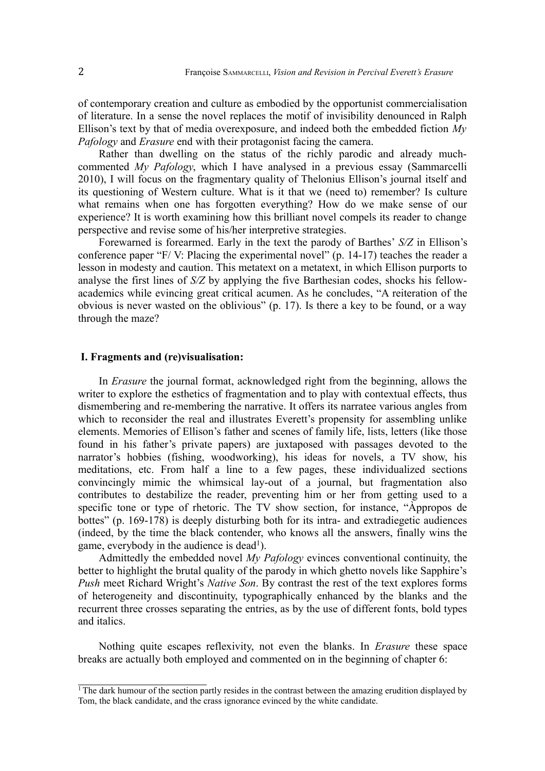of contemporary creation and culture as embodied by the opportunist commercialisation of literature. In a sense the novel replaces the motif of invisibility denounced in Ralph Ellison's text by that of media overexposure, and indeed both the embedded fiction *My Pafology* and *Erasure* end with their protagonist facing the camera.

Rather than dwelling on the status of the richly parodic and already much-commented *My Pafology*, which I have analysed in a previous essay (Sammarcelli 2010), I will focus on the fragmentary quality of Thelonius Ellison's journal itself and its questioning of Western culture. What is it that we (need to) remember? Is culture what remains when one has forgotten everything? How do we make sense of our experience? It is worth examining how this brilliant novel compels its reader to change perspective and revise some of his/her interpretive strategies.

Forewarned is forearmed. Early in the text the parody of Barthes' *S/Z* in Ellison's conference paper "F/ V: Placing the experimental novel" (p. 14-17) teaches the reader a lesson in modesty and caution. This metatext on a metatext, in which Ellison purports to analyse the first lines of *S/Z* by applying the five Barthesian codes, shocks his fellow-academics while evincing great critical acumen. As he concludes, "A reiteration of the obvious is never wasted on the oblivious" (p. 17). Is there a key to be found, or a way through the maze?

## I. Fragments and (re)visualisation:

In *Erasure* the journal format, acknowledged right from the beginning, allows the writer to explore the esthetics of fragmentation and to play with contextual effects, thus dismembering and re-membering the narrative. It offers its narratee various angles from which to reconsider the real and illustrates Everett's propensity for assembling unlike elements. Memories of Ellison's father and scenes of family life, lists, letters (like those found in his father's private papers) are juxtaposed with passages devoted to the narrator's hobbies (fishing, woodworking), his ideas for novels, a TV show, his meditations, etc. From half a line to a few pages, these individualized sections convincingly mimic the whimsical lay-out of a journal, but fragmentation also contributes to destabilize the reader, preventing him or her from getting used to a specific tone or type of rhetoric. The TV show section, for instance, "Àppropos de bottes" (p. 169-178) is deeply disturbing both for its intra- and extradiegetic audiences (indeed, by the time the black contender, who knows all the answers, finally wins the game, everybody in the audience is dead[1]).

Admittedly the embedded novel *My Pafology* evinces conventional continuity, the better to highlight the brutal quality of the parody in which ghetto novels like Sapphire's *Push* meet Richard Wright's *Native Son*. By contrast the rest of the text explores forms of heterogeneity and discontinuity, typographically enhanced by the blanks and the recurrent three crosses separating the entries, as by the use of different fonts, bold types and italics.

Nothing quite escapes reflexivity, not even the blanks. In *Erasure* these space breaks are actually both employed and commented on in the beginning of chapter 6:

[1] The dark humour of the section partly resides in the contrast between the amazing erudition displayed by Tom, the black candidate, and the crass ignorance evinced by the white candidate.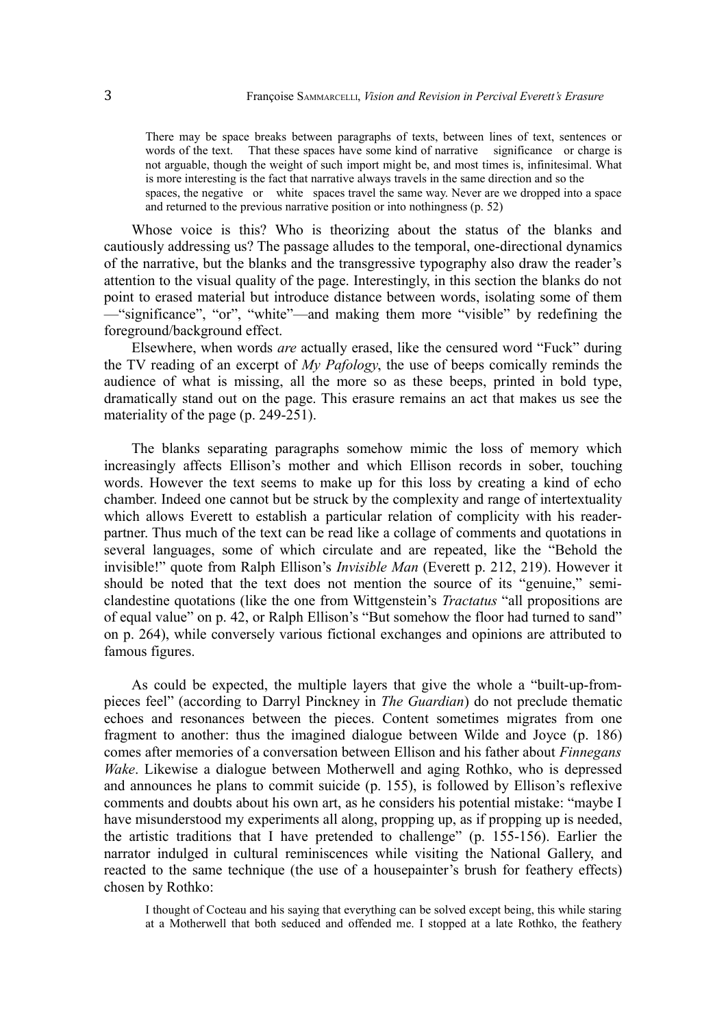> There may be space breaks between paragraphs of texts, between lines of text, sentences or words of the text.    That these spaces have some kind of narrative    significance    or charge is not arguable, though the weight of such import might be, and most times is, infinitesimal. What is more interesting is the fact that narrative always travels in the same direction and so the spaces, the negative    or    white    spaces travel the same way. Never are we dropped into a space and returned to the previous narrative position or into nothingness (p. 52)

Whose voice is this? Who is theorizing about the status of the blanks and cautiously addressing us? The passage alludes to the temporal, one-directional dynamics of the narrative, but the blanks and the transgressive typography also draw the reader's attention to the visual quality of the page. Interestingly, in this section the blanks do not point to erased material but introduce distance between words, isolating some of them —"significance", "or", "white"—and making them more "visible" by redefining the foreground/background effect.

Elsewhere, when words *are* actually erased, like the censured word "Fuck" during the TV reading of an excerpt of *My Pafology*, the use of beeps comically reminds the audience of what is missing, all the more so as these beeps, printed in bold type, dramatically stand out on the page. This erasure remains an act that makes us see the materiality of the page (p. 249-251).

The blanks separating paragraphs somehow mimic the loss of memory which increasingly affects Ellison's mother and which Ellison records in sober, touching words. However the text seems to make up for this loss by creating a kind of echo chamber. Indeed one cannot but be struck by the complexity and range of intertextuality which allows Everett to establish a particular relation of complicity with his reader-partner. Thus much of the text can be read like a collage of comments and quotations in several languages, some of which circulate and are repeated, like the "Behold the invisible!" quote from Ralph Ellison's *Invisible Man* (Everett p. 212, 219). However it should be noted that the text does not mention the source of its "genuine," semi-clandestine quotations (like the one from Wittgenstein's *Tractatus* "all propositions are of equal value" on p. 42, or Ralph Ellison's "But somehow the floor had turned to sand" on p. 264), while conversely various fictional exchanges and opinions are attributed to famous figures.

As could be expected, the multiple layers that give the whole a "built-up-from-pieces feel" (according to Darryl Pinckney in *The Guardian*) do not preclude thematic echoes and resonances between the pieces. Content sometimes migrates from one fragment to another: thus the imagined dialogue between Wilde and Joyce (p. 186) comes after memories of a conversation between Ellison and his father about *Finnegans Wake*. Likewise a dialogue between Motherwell and aging Rothko, who is depressed and announces he plans to commit suicide (p. 155), is followed by Ellison's reflexive comments and doubts about his own art, as he considers his potential mistake: "maybe I have misunderstood my experiments all along, propping up, as if propping up is needed, the artistic traditions that I have pretended to challenge" (p. 155-156). Earlier the narrator indulged in cultural reminiscences while visiting the National Gallery, and reacted to the same technique (the use of a housepainter's brush for feathery effects) chosen by Rothko:

> I thought of Cocteau and his saying that everything can be solved except being, this while staring at a Motherwell that both seduced and offended me. I stopped at a late Rothko, the feathery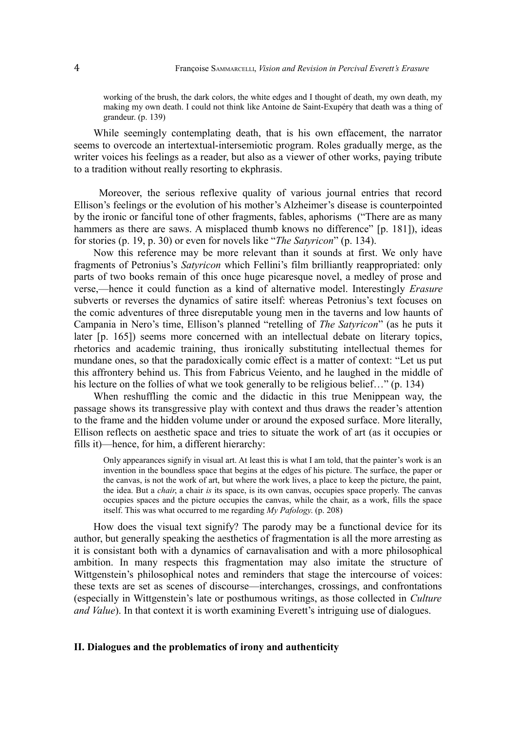> working of the brush, the dark colors, the white edges and I thought of death, my own death, my making my own death. I could not think like Antoine de Saint-Exupéry that death was a thing of grandeur. (p. 139)

While seemingly contemplating death, that is his own effacement, the narrator seems to overcode an intertextual-intersemiotic program. Roles gradually merge, as the writer voices his feelings as a reader, but also as a viewer of other works, paying tribute to a tradition without really resorting to ekphrasis.

Moreover, the serious reflexive quality of various journal entries that record Ellison's feelings or the evolution of his mother's Alzheimer's disease is counterpointed by the ironic or fanciful tone of other fragments, fables, aphorisms ("There are as many hammers as there are saws. A misplaced thumb knows no difference" [p. 181]), ideas for stories (p. 19, p. 30) or even for novels like "*The Satyricon*" (p. 134).

Now this reference may be more relevant than it sounds at first. We only have fragments of Petronius's *Satyricon* which Fellini's film brilliantly reappropriated: only parts of two books remain of this once huge picaresque novel, a medley of prose and verse,—hence it could function as a kind of alternative model. Interestingly *Erasure* subverts or reverses the dynamics of satire itself: whereas Petronius's text focuses on the comic adventures of three disreputable young men in the taverns and low haunts of Campania in Nero's time, Ellison's planned "retelling of *The Satyricon*" (as he puts it later [p. 165]) seems more concerned with an intellectual debate on literary topics, rhetorics and academic training, thus ironically substituting intellectual themes for mundane ones, so that the paradoxically comic effect is a matter of context: "Let us put this affrontery behind us. This from Fabricus Veiento, and he laughed in the middle of his lecture on the follies of what we took generally to be religious belief…" (p. 134)

When reshuffling the comic and the didactic in this true Menippean way, the passage shows its transgressive play with context and thus draws the reader's attention to the frame and the hidden volume under or around the exposed surface. More literally, Ellison reflects on aesthetic space and tries to situate the work of art (as it occupies or fills it)—hence, for him, a different hierarchy:

> Only appearances signify in visual art. At least this is what I am told, that the painter's work is an invention in the boundless space that begins at the edges of his picture. The surface, the paper or the canvas, is not the work of art, but where the work lives, a place to keep the picture, the paint, the idea. But a *chair*, a chair *is* its space, is its own canvas, occupies space properly. The canvas occupies spaces and the picture occupies the canvas, while the chair, as a work, fills the space itself. This was what occurred to me regarding *My Pafology*. (p. 208)

How does the visual text signify? The parody may be a functional device for its author, but generally speaking the aesthetics of fragmentation is all the more arresting as it is consistant both with a dynamics of carnavalisation and with a more philosophical ambition. In many respects this fragmentation may also imitate the structure of Wittgenstein's philosophical notes and reminders that stage the intercourse of voices: these texts are set as scenes of discourse—interchanges, crossings, and confrontations (especially in Wittgenstein's late or posthumous writings, as those collected in *Culture and Value*). In that context it is worth examining Everett's intriguing use of dialogues.

## II. Dialogues and the problematics of irony and authenticity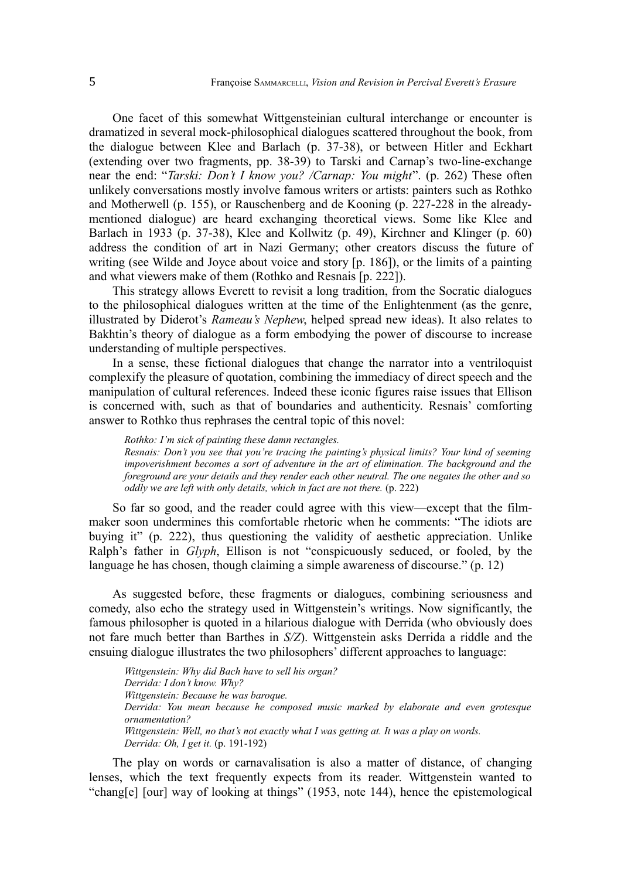One facet of this somewhat Wittgensteinian cultural interchange or encounter is dramatized in several mock-philosophical dialogues scattered throughout the book, from the dialogue between Klee and Barlach (p. 37-38), or between Hitler and Eckhart (extending over two fragments, pp. 38-39) to Tarski and Carnap's two-line-exchange near the end: "*Tarski: Don't I know you? /Carnap: You might*". (p. 262) These often unlikely conversations mostly involve famous writers or artists: painters such as Rothko and Motherwell (p. 155), or Rauschenberg and de Kooning (p. 227-228 in the already-mentioned dialogue) are heard exchanging theoretical views. Some like Klee and Barlach in 1933 (p. 37-38), Klee and Kollwitz (p. 49), Kirchner and Klinger (p. 60) address the condition of art in Nazi Germany; other creators discuss the future of writing (see Wilde and Joyce about voice and story [p. 186]), or the limits of a painting and what viewers make of them (Rothko and Resnais [p. 222]).

This strategy allows Everett to revisit a long tradition, from the Socratic dialogues to the philosophical dialogues written at the time of the Enlightenment (as the genre, illustrated by Diderot's *Rameau's Nephew*, helped spread new ideas). It also relates to Bakhtin's theory of dialogue as a form embodying the power of discourse to increase understanding of multiple perspectives.

In a sense, these fictional dialogues that change the narrator into a ventriloquist complexify the pleasure of quotation, combining the immediacy of direct speech and the manipulation of cultural references. Indeed these iconic figures raise issues that Ellison is concerned with, such as that of boundaries and authenticity. Resnais' comforting answer to Rothko thus rephrases the central topic of this novel:

> *Rothko: I'm sick of painting these damn rectangles.*
> *Resnais: Don't you see that you're tracing the painting's physical limits? Your kind of seeming impoverishment becomes a sort of adventure in the art of elimination. The background and the foreground are your details and they render each other neutral. The one negates the other and so oddly we are left with only details, which in fact are not there.* (p. 222)

So far so good, and the reader could agree with this view—except that the film-maker soon undermines this comfortable rhetoric when he comments: "The idiots are buying it" (p. 222), thus questioning the validity of aesthetic appreciation. Unlike Ralph's father in *Glyph*, Ellison is not "conspicuously seduced, or fooled, by the language he has chosen, though claiming a simple awareness of discourse." (p. 12)

As suggested before, these fragments or dialogues, combining seriousness and comedy, also echo the strategy used in Wittgenstein's writings. Now significantly, the famous philosopher is quoted in a hilarious dialogue with Derrida (who obviously does not fare much better than Barthes in *S/Z*). Wittgenstein asks Derrida a riddle and the ensuing dialogue illustrates the two philosophers' different approaches to language:

> *Wittgenstein: Why did Bach have to sell his organ?*
> *Derrida: I don't know. Why?*
> *Wittgenstein: Because he was baroque.*
> *Derrida: You mean because he composed music marked by elaborate and even grotesque ornamentation?*
> *Wittgenstein: Well, no that's not exactly what I was getting at. It was a play on words.*
> *Derrida: Oh, I get it.* (p. 191-192)

The play on words or carnavalisation is also a matter of distance, of changing lenses, which the text frequently expects from its reader. Wittgenstein wanted to "chang[e] [our] way of looking at things" (1953, note 144), hence the epistemological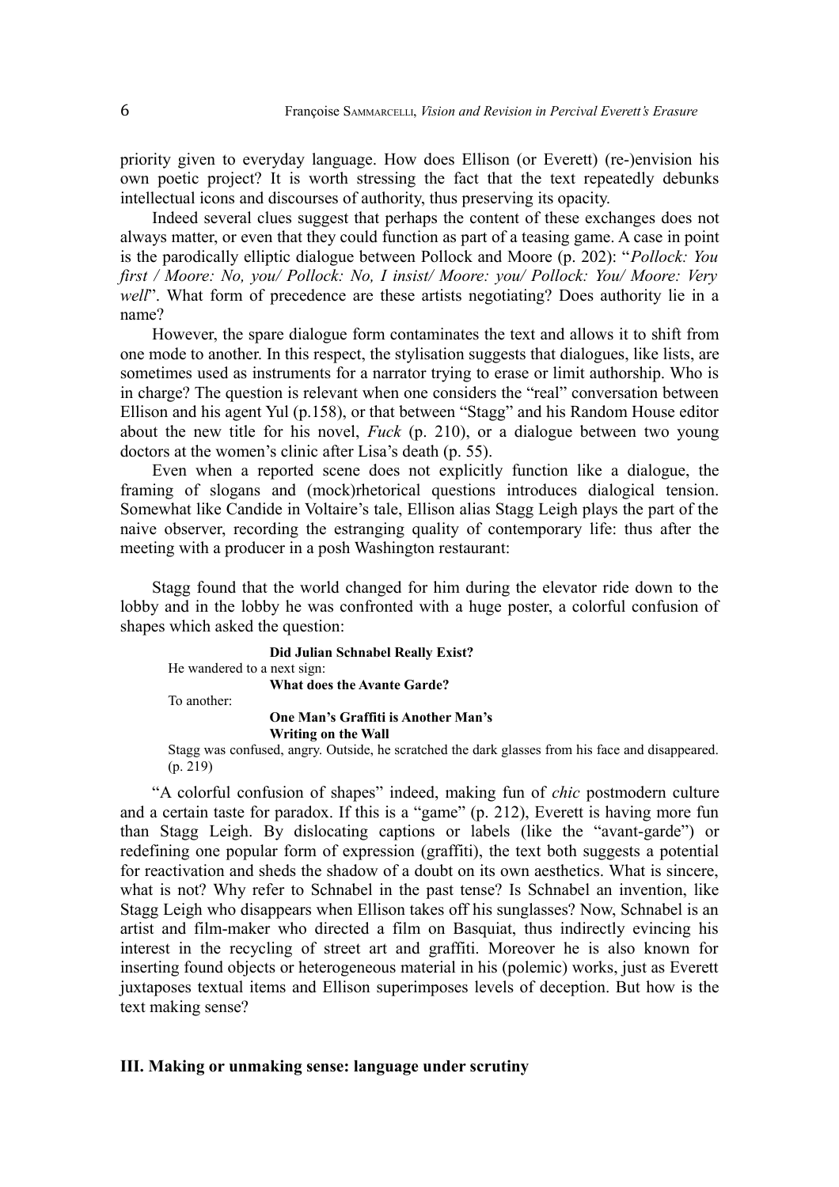priority given to everyday language. How does Ellison (or Everett) (re-)envision his own poetic project? It is worth stressing the fact that the text repeatedly debunks intellectual icons and discourses of authority, thus preserving its opacity.

Indeed several clues suggest that perhaps the content of these exchanges does not always matter, or even that they could function as part of a teasing game. A case in point is the parodically elliptic dialogue between Pollock and Moore (p. 202): "*Pollock: You first / Moore: No, you/ Pollock: No, I insist/ Moore: you/ Pollock: You/ Moore: Very well*". What form of precedence are these artists negotiating? Does authority lie in a name?

However, the spare dialogue form contaminates the text and allows it to shift from one mode to another. In this respect, the stylisation suggests that dialogues, like lists, are sometimes used as instruments for a narrator trying to erase or limit authorship. Who is in charge? The question is relevant when one considers the "real" conversation between Ellison and his agent Yul (p.158), or that between "Stagg" and his Random House editor about the new title for his novel, *Fuck* (p. 210), or a dialogue between two young doctors at the women's clinic after Lisa's death (p. 55).

Even when a reported scene does not explicitly function like a dialogue, the framing of slogans and (mock)rhetorical questions introduces dialogical tension. Somewhat like Candide in Voltaire's tale, Ellison alias Stagg Leigh plays the part of the naive observer, recording the estranging quality of contemporary life: thus after the meeting with a producer in a posh Washington restaurant:

> Stagg found that the world changed for him during the elevator ride down to the lobby and in the lobby he was confronted with a huge poster, a colorful confusion of shapes which asked the question:
>
> **Did Julian Schnabel Really Exist?**
>
> He wandered to a next sign:
>
> **What does the Avante Garde?**
>
> To another:
>
> **One Man's Graffiti is Another Man's Writing on the Wall**
>
> Stagg was confused, angry. Outside, he scratched the dark glasses from his face and disappeared. (p. 219)

"A colorful confusion of shapes" indeed, making fun of *chic* postmodern culture and a certain taste for paradox. If this is a "game" (p. 212), Everett is having more fun than Stagg Leigh. By dislocating captions or labels (like the "avant-garde") or redefining one popular form of expression (graffiti), the text both suggests a potential for reactivation and sheds the shadow of a doubt on its own aesthetics. What is sincere, what is not? Why refer to Schnabel in the past tense? Is Schnabel an invention, like Stagg Leigh who disappears when Ellison takes off his sunglasses? Now, Schnabel is an artist and film-maker who directed a film on Basquiat, thus indirectly evincing his interest in the recycling of street art and graffiti. Moreover he is also known for inserting found objects or heterogeneous material in his (polemic) works, just as Everett juxtaposes textual items and Ellison superimposes levels of deception. But how is the text making sense?

## III. Making or unmaking sense: language under scrutiny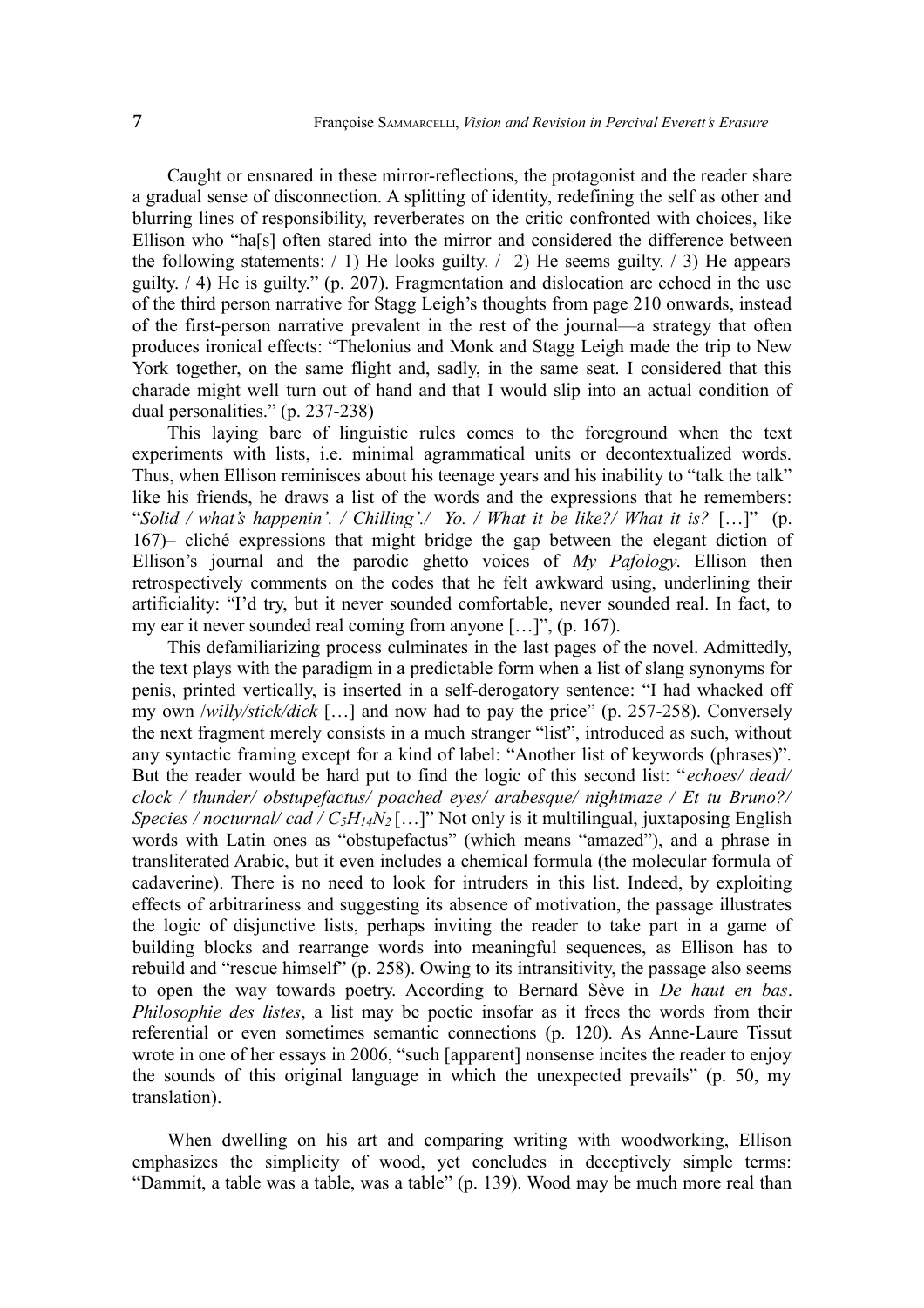Caught or ensnared in these mirror-reflections, the protagonist and the reader share a gradual sense of disconnection. A splitting of identity, redefining the self as other and blurring lines of responsibility, reverberates on the critic confronted with choices, like Ellison who "ha[s] often stared into the mirror and considered the difference between the following statements: / 1) He looks guilty. / 2) He seems guilty. / 3) He appears guilty. / 4) He is guilty." (p. 207). Fragmentation and dislocation are echoed in the use of the third person narrative for Stagg Leigh's thoughts from page 210 onwards, instead of the first-person narrative prevalent in the rest of the journal—a strategy that often produces ironical effects: "Thelonius and Monk and Stagg Leigh made the trip to New York together, on the same flight and, sadly, in the same seat. I considered that this charade might well turn out of hand and that I would slip into an actual condition of dual personalities." (p. 237-238)

This laying bare of linguistic rules comes to the foreground when the text experiments with lists, i.e. minimal agrammatical units or decontextualized words. Thus, when Ellison reminisces about his teenage years and his inability to "talk the talk" like his friends, he draws a list of the words and the expressions that he remembers: "*Solid / what's happenin'. / Chilling'./ Yo. / What it be like?/ What it is?* […]" (p. 167)– cliché expressions that might bridge the gap between the elegant diction of Ellison's journal and the parodic ghetto voices of *My Pafology*. Ellison then retrospectively comments on the codes that he felt awkward using, underlining their artificiality: "I'd try, but it never sounded comfortable, never sounded real. In fact, to my ear it never sounded real coming from anyone […]", (p. 167).

This defamiliarizing process culminates in the last pages of the novel. Admittedly, the text plays with the paradigm in a predictable form when a list of slang synonyms for penis, printed vertically, is inserted in a self-derogatory sentence: "I had whacked off my own /*willy/stick/dick* […] and now had to pay the price" (p. 257-258). Conversely the next fragment merely consists in a much stranger "list", introduced as such, without any syntactic framing except for a kind of label: "Another list of keywords (phrases)". But the reader would be hard put to find the logic of this second list: "*echoes/ dead/ clock / thunder/ obstupefactus/ poached eyes/ arabesque/ nightmaze / Et tu Bruno?/ Species / nocturnal/ cad /* $C_5H_{14}N_2$ […]" Not only is it multilingual, juxtaposing English words with Latin ones as "obstupefactus" (which means "amazed"), and a phrase in transliterated Arabic, but it even includes a chemical formula (the molecular formula of cadaverine). There is no need to look for intruders in this list. Indeed, by exploiting effects of arbitrariness and suggesting its absence of motivation, the passage illustrates the logic of disjunctive lists, perhaps inviting the reader to take part in a game of building blocks and rearrange words into meaningful sequences, as Ellison has to rebuild and "rescue himself" (p. 258). Owing to its intransitivity, the passage also seems to open the way towards poetry. According to Bernard Sève in *De haut en bas*. *Philosophie des listes*, a list may be poetic insofar as it frees the words from their referential or even sometimes semantic connections (p. 120). As Anne-Laure Tissut wrote in one of her essays in 2006, "such [apparent] nonsense incites the reader to enjoy the sounds of this original language in which the unexpected prevails" (p. 50, my translation).

When dwelling on his art and comparing writing with woodworking, Ellison emphasizes the simplicity of wood, yet concludes in deceptively simple terms: "Dammit, a table was a table, was a table" (p. 139). Wood may be much more real than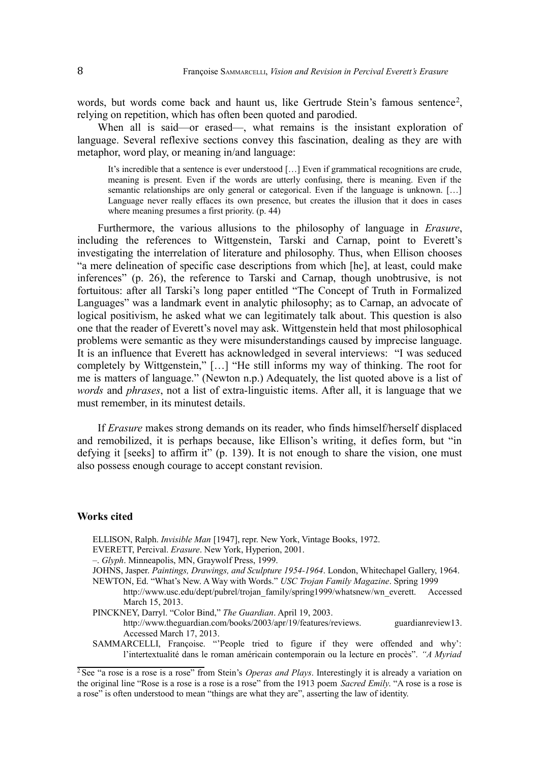words, but words come back and haunt us, like Gertrude Stein's famous sentence[2], relying on repetition, which has often been quoted and parodied.

When all is said—or erased—, what remains is the insistant exploration of language. Several reflexive sections convey this fascination, dealing as they are with metaphor, word play, or meaning in/and language:

> It's incredible that a sentence is ever understood […] Even if grammatical recognitions are crude, meaning is present. Even if the words are utterly confusing, there is meaning. Even if the semantic relationships are only general or categorical. Even if the language is unknown. […] Language never really effaces its own presence, but creates the illusion that it does in cases where meaning presumes a first priority. (p. 44)

Furthermore, the various allusions to the philosophy of language in *Erasure*, including the references to Wittgenstein, Tarski and Carnap, point to Everett's investigating the interrelation of literature and philosophy. Thus, when Ellison chooses "a mere delineation of specific case descriptions from which [he], at least, could make inferences" (p. 26), the reference to Tarski and Carnap, though unobtrusive, is not fortuitous: after all Tarski's long paper entitled "The Concept of Truth in Formalized Languages" was a landmark event in analytic philosophy; as to Carnap, an advocate of logical positivism, he asked what we can legitimately talk about. This question is also one that the reader of Everett's novel may ask. Wittgenstein held that most philosophical problems were semantic as they were misunderstandings caused by imprecise language. It is an influence that Everett has acknowledged in several interviews: "I was seduced completely by Wittgenstein," […] "He still informs my way of thinking. The root for me is matters of language." (Newton n.p.) Adequately, the list quoted above is a list of *words* and *phrases*, not a list of extra-linguistic items. After all, it is language that we must remember, in its minutest details.

If *Erasure* makes strong demands on its reader, who finds himself/herself displaced and remobilized, it is perhaps because, like Ellison's writing, it defies form, but "in defying it [seeks] to affirm it" (p. 139). It is not enough to share the vision, one must also possess enough courage to accept constant revision.

### Works cited

ELLISON, Ralph. *Invisible Man* [1947], repr. New York, Vintage Books, 1972.

EVERETT, Percival. *Erasure*. New York, Hyperion, 2001.

–. *Glyph*. Minneapolis, MN, Graywolf Press, 1999.

JOHNS, Jasper. *Paintings, Drawings, and Sculpture 1954-1964*. London, Whitechapel Gallery, 1964.

NEWTON, Ed. "What's New. A Way with Words." *USC Trojan Family Magazine*. Spring 1999 http://www.usc.edu/dept/pubrel/trojan_family/spring1999/whatsnew/wn_everett. Accessed March 15, 2013.

PINCKNEY, Darryl. "Color Bind," *The Guardian*. April 19, 2003. http://www.theguardian.com/books/2003/apr/19/features/reviews. guardianreview13. Accessed March 17, 2013.

SAMMARCELLI, Françoise. "'People tried to figure if they were offended and why': l'intertextualité dans le roman américain contemporain ou la lecture en procès". *"A Myriad*

[2] See "a rose is a rose is a rose" from Stein's *Operas and Plays*. Interestingly it is already a variation on the original line "Rose is a rose is a rose is a rose" from the 1913 poem *Sacred Emily*. "A rose is a rose is a rose" is often understood to mean "things are what they are", asserting the law of identity.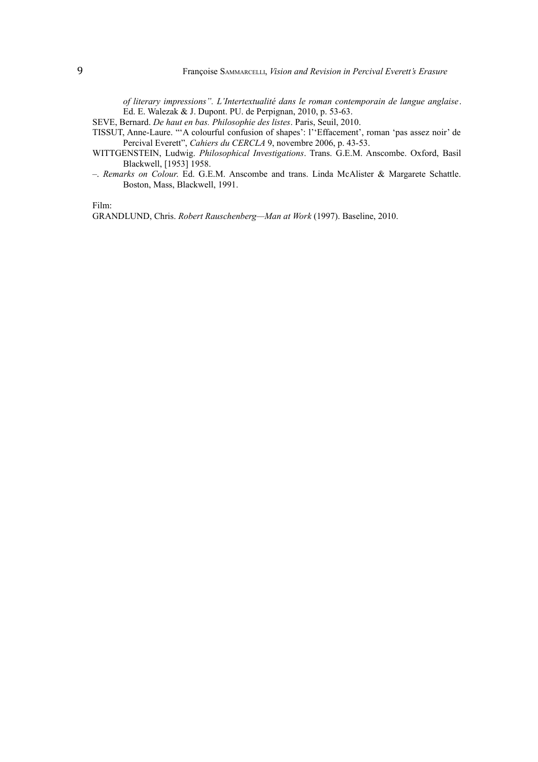*of literary impressions". L'Intertextualité dans le roman contemporain de langue anglaise*. Ed. E. Walezak & J. Dupont. PU. de Perpignan, 2010, p. 53-63.

SEVE, Bernard. *De haut en bas. Philosophie des listes*. Paris, Seuil, 2010.

TISSUT, Anne-Laure. "'A colourful confusion of shapes': l''Effacement', roman 'pas assez noir' de Percival Everett", *Cahiers du CERCLA* 9, novembre 2006, p. 43-53.

WITTGENSTEIN, Ludwig. *Philosophical Investigations*. Trans. G.E.M. Anscombe. Oxford, Basil Blackwell, [1953] 1958.

–. *Remarks on Colour.* Ed. G.E.M. Anscombe and trans. Linda McAlister & Margarete Schattle. Boston, Mass, Blackwell, 1991.

Film:

GRANDLUND, Chris. *Robert Rauschenberg—Man at Work* (1997). Baseline, 2010.